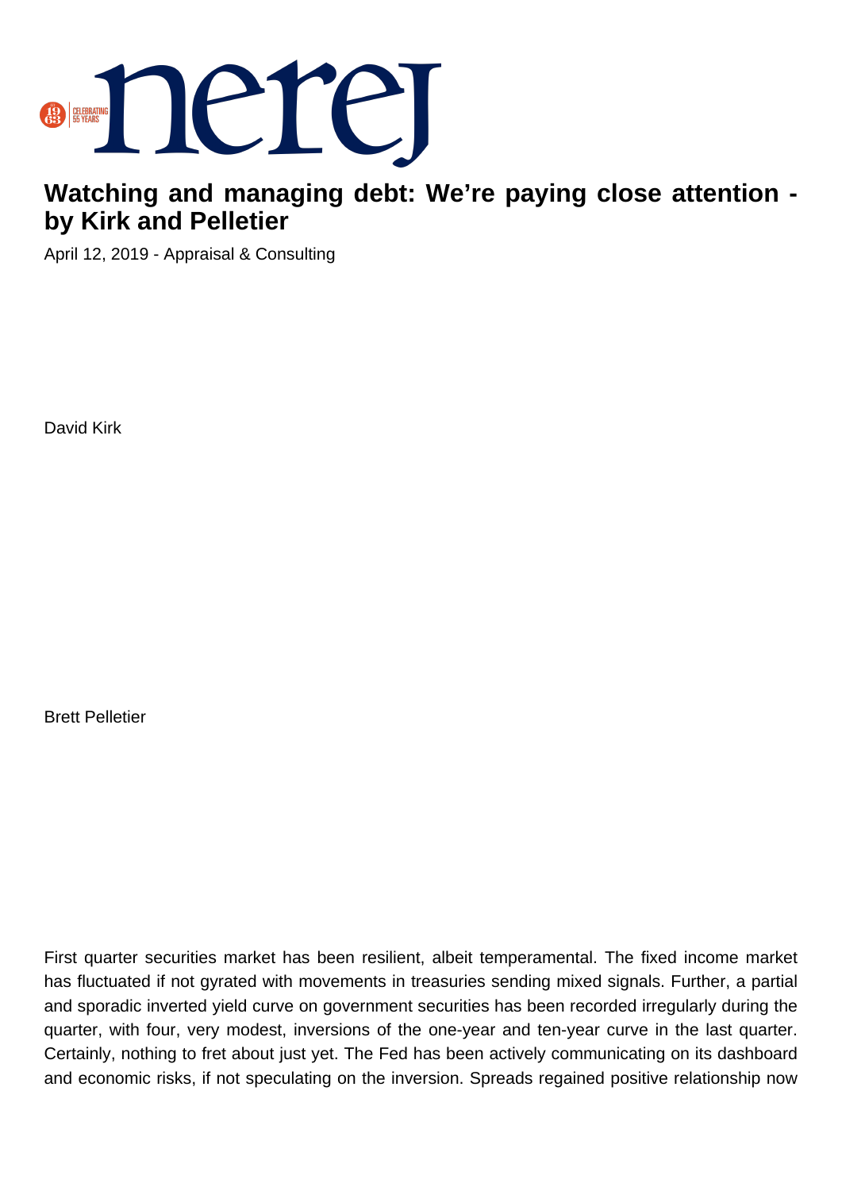# Watching and managing debt: We're paying close attention - by Kirk and Pelletier

April 12, 2019 - Appraisal & Consulting

David Kirk

Brett Pelletier

First quarter securities market has been resilient, albeit temperamental. The fixed income market has fluctuated if not gyrated with movements in treasuries sending mixed signals. Further, a partial and sporadic inverted yield curve on government securities has been recorded irregularly during the quarter, with four, very modest, inversions of the one-year and ten-year curve in the last quarter. Certainly, nothing to fret about just yet. The Fed has been actively communicating on its dashboard and economic risks, if not speculating on the inversion. Spreads regained positive relationship now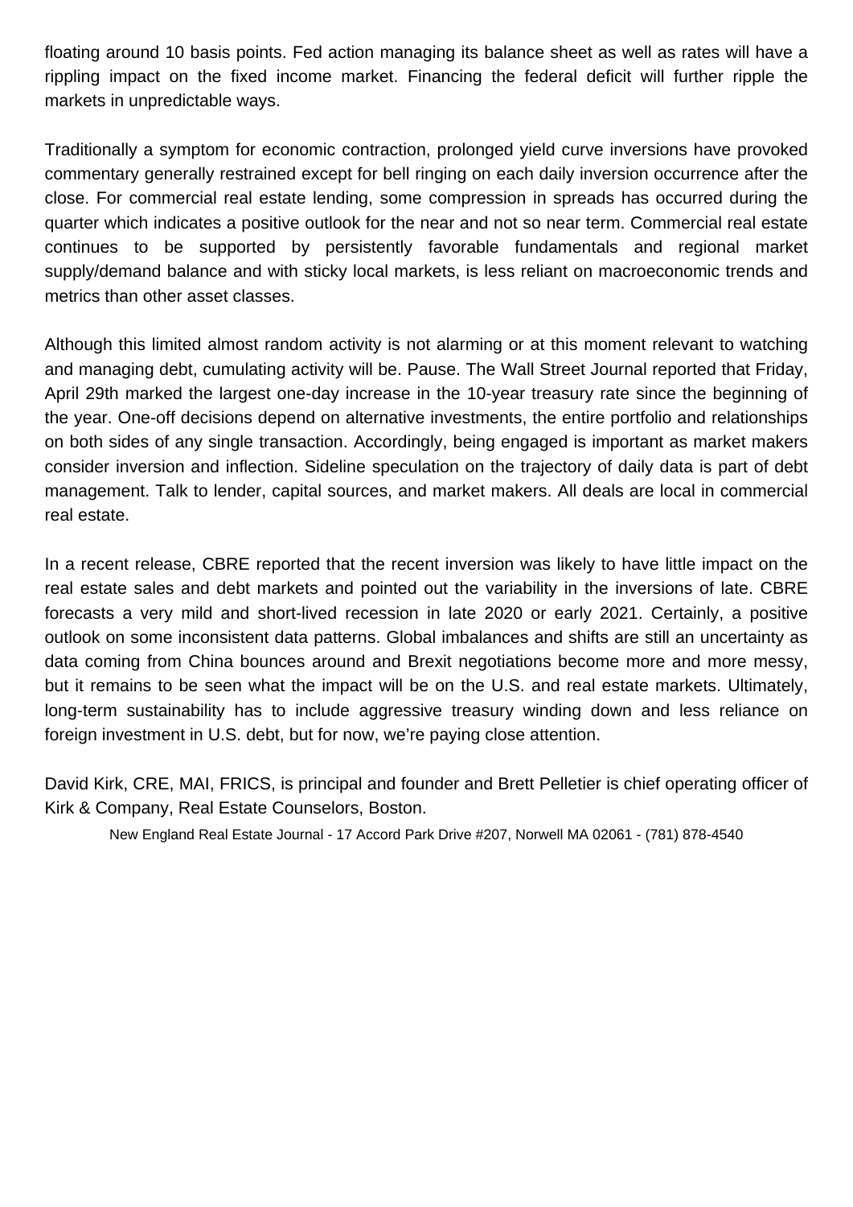floating around 10 basis points. Fed action managing its balance sheet as well as rates will have a rippling impact on the fixed income market. Financing the federal deficit will further ripple the markets in unpredictable ways.

Traditionally a symptom for economic contraction, prolonged yield curve inversions have provoked commentary generally restrained except for bell ringing on each daily inversion occurrence after the close. For commercial real estate lending, some compression in spreads has occurred during the quarter which indicates a positive outlook for the near and not so near term. Commercial real estate continues to be supported by persistently favorable fundamentals and regional market supply/demand balance and with sticky local markets, is less reliant on macroeconomic trends and metrics than other asset classes.

Although this limited almost random activity is not alarming or at this moment relevant to watching and managing debt, cumulating activity will be. Pause. The Wall Street Journal reported that Friday, April 29th marked the largest one-day increase in the 10-year treasury rate since the beginning of the year. One-off decisions depend on alternative investments, the entire portfolio and relationships on both sides of any single transaction. Accordingly, being engaged is important as market makers consider inversion and inflection. Sideline speculation on the trajectory of daily data is part of debt management. Talk to lender, capital sources, and market makers. All deals are local in commercial real estate.

In a recent release, CBRE reported that the recent inversion was likely to have little impact on the real estate sales and debt markets and pointed out the variability in the inversions of late. CBRE forecasts a very mild and short-lived recession in late 2020 or early 2021. Certainly, a positive outlook on some inconsistent data patterns. Global imbalances and shifts are still an uncertainty as data coming from China bounces around and Brexit negotiations become more and more messy, but it remains to be seen what the impact will be on the U.S. and real estate markets. Ultimately, long-term sustainability has to include aggressive treasury winding down and less reliance on foreign investment in U.S. debt, but for now, we're paying close attention.

David Kirk, CRE, MAI, FRICS, is principal and founder and Brett Pelletier is chief operating officer of Kirk & Company, Real Estate Counselors, Boston.